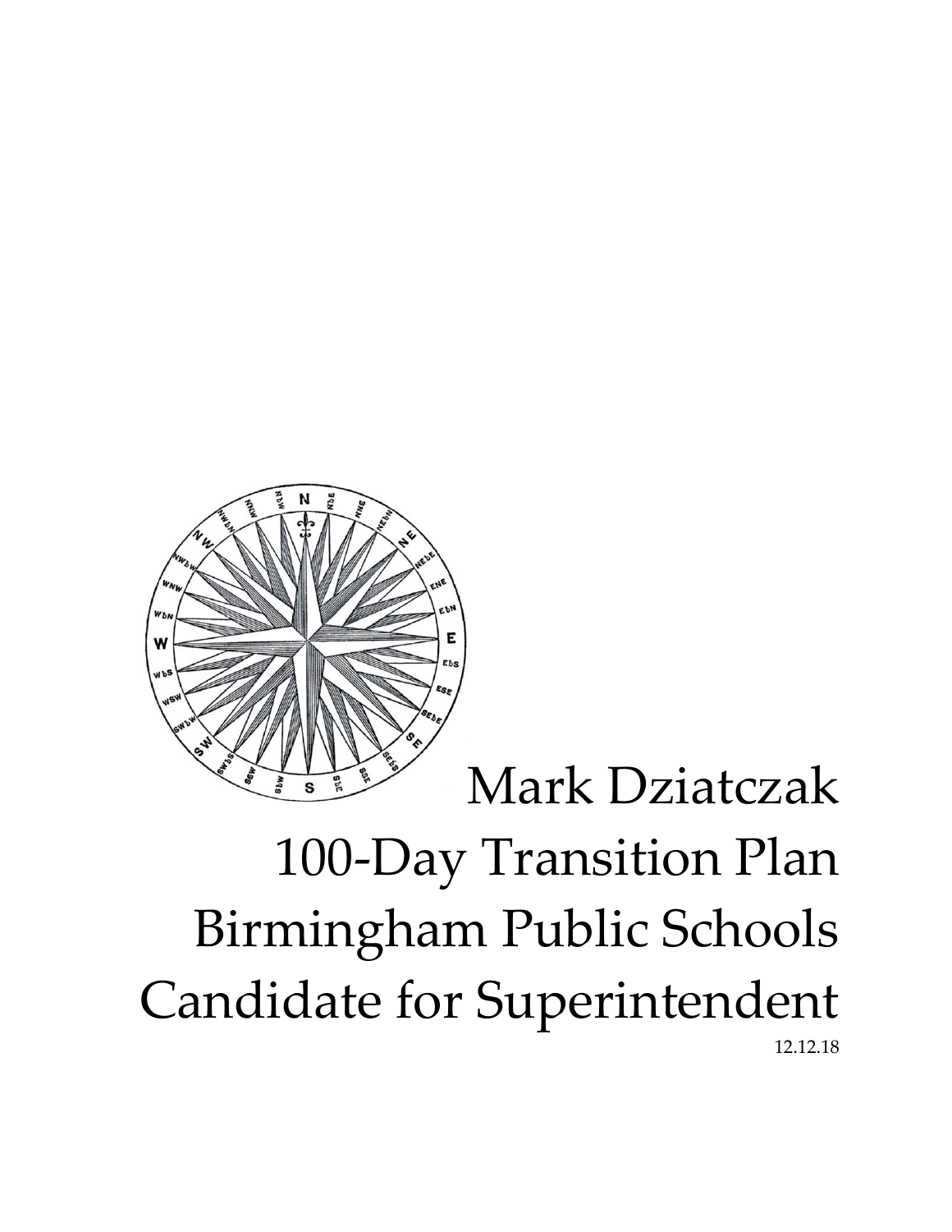# Mark Dziatczak
# 100-Day Transition Plan
# Birmingham Public Schools
# Candidate for Superintendent

12.12.18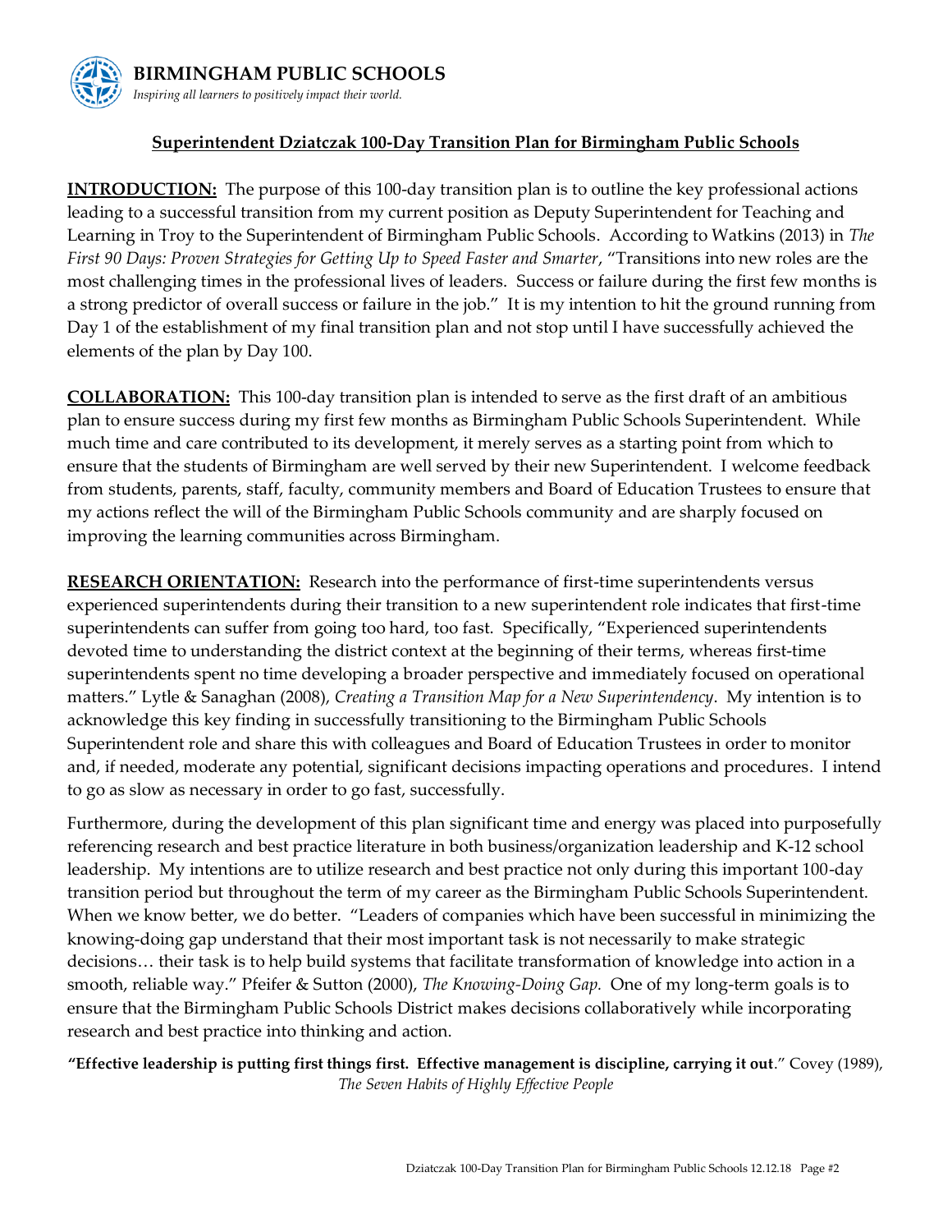**BIRMINGHAM PUBLIC SCHOOLS**
*Inspiring all learners to positively impact their world.*

## Superintendent Dziatczak 100-Day Transition Plan for Birmingham Public Schools

**INTRODUCTION:** The purpose of this 100-day transition plan is to outline the key professional actions leading to a successful transition from my current position as Deputy Superintendent for Teaching and Learning in Troy to the Superintendent of Birmingham Public Schools. According to Watkins (2013) in *The First 90 Days: Proven Strategies for Getting Up to Speed Faster and Smarter*, "Transitions into new roles are the most challenging times in the professional lives of leaders. Success or failure during the first few months is a strong predictor of overall success or failure in the job." It is my intention to hit the ground running from Day 1 of the establishment of my final transition plan and not stop until I have successfully achieved the elements of the plan by Day 100.

**COLLABORATION:** This 100-day transition plan is intended to serve as the first draft of an ambitious plan to ensure success during my first few months as Birmingham Public Schools Superintendent. While much time and care contributed to its development, it merely serves as a starting point from which to ensure that the students of Birmingham are well served by their new Superintendent. I welcome feedback from students, parents, staff, faculty, community members and Board of Education Trustees to ensure that my actions reflect the will of the Birmingham Public Schools community and are sharply focused on improving the learning communities across Birmingham.

**RESEARCH ORIENTATION:** Research into the performance of first-time superintendents versus experienced superintendents during their transition to a new superintendent role indicates that first-time superintendents can suffer from going too hard, too fast. Specifically, "Experienced superintendents devoted time to understanding the district context at the beginning of their terms, whereas first-time superintendents spent no time developing a broader perspective and immediately focused on operational matters." Lytle & Sanaghan (2008), *Creating a Transition Map for a New Superintendency*. My intention is to acknowledge this key finding in successfully transitioning to the Birmingham Public Schools Superintendent role and share this with colleagues and Board of Education Trustees in order to monitor and, if needed, moderate any potential, significant decisions impacting operations and procedures. I intend to go as slow as necessary in order to go fast, successfully.

Furthermore, during the development of this plan significant time and energy was placed into purposefully referencing research and best practice literature in both business/organization leadership and K-12 school leadership. My intentions are to utilize research and best practice not only during this important 100-day transition period but throughout the term of my career as the Birmingham Public Schools Superintendent. When we know better, we do better. "Leaders of companies which have been successful in minimizing the knowing-doing gap understand that their most important task is not necessarily to make strategic decisions… their task is to help build systems that facilitate transformation of knowledge into action in a smooth, reliable way." Pfeifer & Sutton (2000), *The Knowing-Doing Gap.* One of my long-term goals is to ensure that the Birmingham Public Schools District makes decisions collaboratively while incorporating research and best practice into thinking and action.

**"Effective leadership is putting first things first. Effective management is discipline, carrying it out**." Covey (1989), *The Seven Habits of Highly Effective People*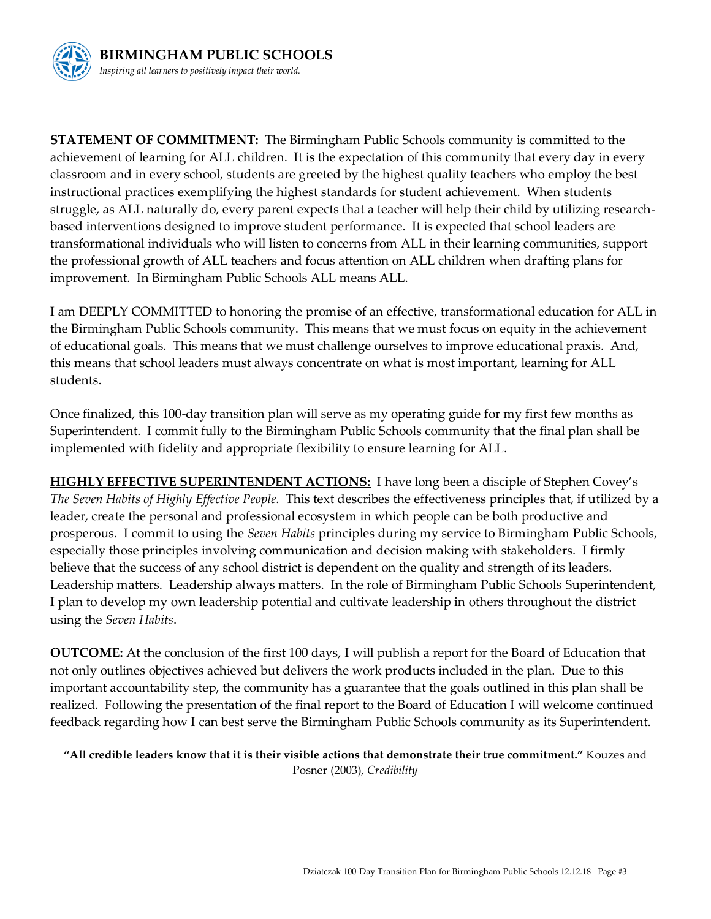**STATEMENT OF COMMITMENT:** The Birmingham Public Schools community is committed to the achievement of learning for ALL children. It is the expectation of this community that every day in every classroom and in every school, students are greeted by the highest quality teachers who employ the best instructional practices exemplifying the highest standards for student achievement. When students struggle, as ALL naturally do, every parent expects that a teacher will help their child by utilizing research-based interventions designed to improve student performance. It is expected that school leaders are transformational individuals who will listen to concerns from ALL in their learning communities, support the professional growth of ALL teachers and focus attention on ALL children when drafting plans for improvement. In Birmingham Public Schools ALL means ALL.

I am DEEPLY COMMITTED to honoring the promise of an effective, transformational education for ALL in the Birmingham Public Schools community. This means that we must focus on equity in the achievement of educational goals. This means that we must challenge ourselves to improve educational praxis. And, this means that school leaders must always concentrate on what is most important, learning for ALL students.

Once finalized, this 100-day transition plan will serve as my operating guide for my first few months as Superintendent. I commit fully to the Birmingham Public Schools community that the final plan shall be implemented with fidelity and appropriate flexibility to ensure learning for ALL.

**HIGHLY EFFECTIVE SUPERINTENDENT ACTIONS:** I have long been a disciple of Stephen Covey's *The Seven Habits of Highly Effective People*. This text describes the effectiveness principles that, if utilized by a leader, create the personal and professional ecosystem in which people can be both productive and prosperous. I commit to using the *Seven Habits* principles during my service to Birmingham Public Schools, especially those principles involving communication and decision making with stakeholders. I firmly believe that the success of any school district is dependent on the quality and strength of its leaders. Leadership matters. Leadership always matters. In the role of Birmingham Public Schools Superintendent, I plan to develop my own leadership potential and cultivate leadership in others throughout the district using the *Seven Habits*.

**OUTCOME:** At the conclusion of the first 100 days, I will publish a report for the Board of Education that not only outlines objectives achieved but delivers the work products included in the plan. Due to this important accountability step, the community has a guarantee that the goals outlined in this plan shall be realized. Following the presentation of the final report to the Board of Education I will welcome continued feedback regarding how I can best serve the Birmingham Public Schools community as its Superintendent.

**"All credible leaders know that it is their visible actions that demonstrate their true commitment."** Kouzes and Posner (2003), *Credibility*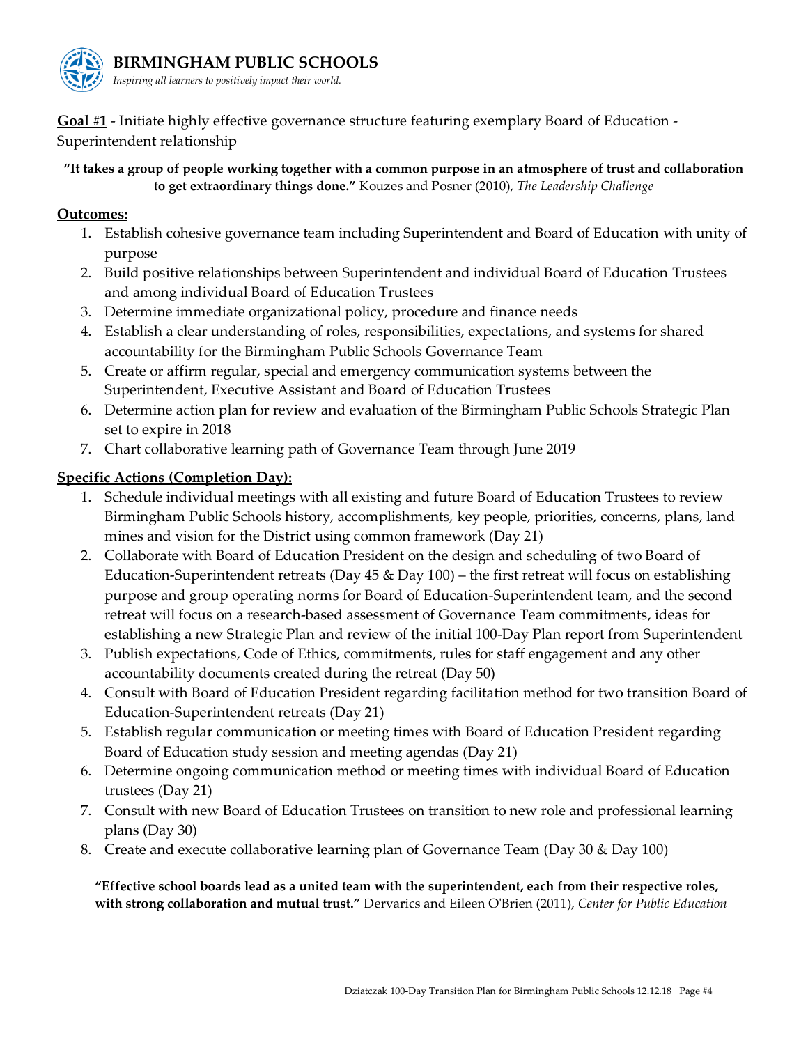**BIRMINGHAM PUBLIC SCHOOLS**
*Inspiring all learners to positively impact their world.*

**Goal #1** - Initiate highly effective governance structure featuring exemplary Board of Education - Superintendent relationship

**"It takes a group of people working together with a common purpose in an atmosphere of trust and collaboration to get extraordinary things done."** Kouzes and Posner (2010), *The Leadership Challenge*

**Outcomes:**

1. Establish cohesive governance team including Superintendent and Board of Education with unity of purpose
2. Build positive relationships between Superintendent and individual Board of Education Trustees and among individual Board of Education Trustees
3. Determine immediate organizational policy, procedure and finance needs
4. Establish a clear understanding of roles, responsibilities, expectations, and systems for shared accountability for the Birmingham Public Schools Governance Team
5. Create or affirm regular, special and emergency communication systems between the Superintendent, Executive Assistant and Board of Education Trustees
6. Determine action plan for review and evaluation of the Birmingham Public Schools Strategic Plan set to expire in 2018
7. Chart collaborative learning path of Governance Team through June 2019

**Specific Actions (Completion Day):**

1. Schedule individual meetings with all existing and future Board of Education Trustees to review Birmingham Public Schools history, accomplishments, key people, priorities, concerns, plans, land mines and vision for the District using common framework (Day 21)
2. Collaborate with Board of Education President on the design and scheduling of two Board of Education-Superintendent retreats (Day 45 & Day 100) – the first retreat will focus on establishing purpose and group operating norms for Board of Education-Superintendent team, and the second retreat will focus on a research-based assessment of Governance Team commitments, ideas for establishing a new Strategic Plan and review of the initial 100-Day Plan report from Superintendent
3. Publish expectations, Code of Ethics, commitments, rules for staff engagement and any other accountability documents created during the retreat (Day 50)
4. Consult with Board of Education President regarding facilitation method for two transition Board of Education-Superintendent retreats (Day 21)
5. Establish regular communication or meeting times with Board of Education President regarding Board of Education study session and meeting agendas (Day 21)
6. Determine ongoing communication method or meeting times with individual Board of Education trustees (Day 21)
7. Consult with new Board of Education Trustees on transition to new role and professional learning plans (Day 30)
8. Create and execute collaborative learning plan of Governance Team (Day 30 & Day 100)

**"Effective school boards lead as a united team with the superintendent, each from their respective roles, with strong collaboration and mutual trust."** Dervarics and Eileen O'Brien (2011), *Center for Public Education*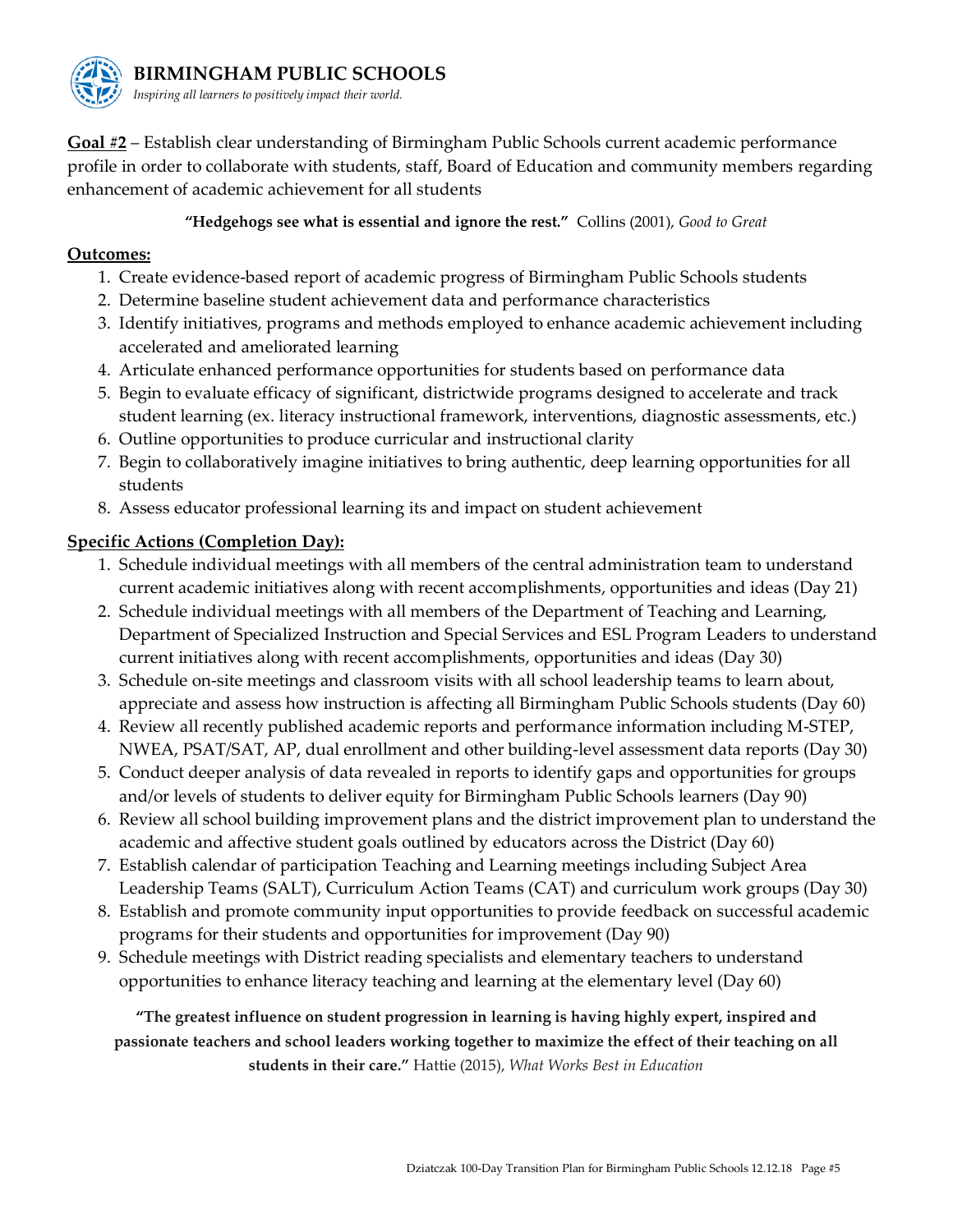**Goal #2** – Establish clear understanding of Birmingham Public Schools current academic performance profile in order to collaborate with students, staff, Board of Education and community members regarding enhancement of academic achievement for all students

**"Hedgehogs see what is essential and ignore the rest."** Collins (2001), *Good to Great*

**Outcomes:**

1. Create evidence-based report of academic progress of Birmingham Public Schools students
2. Determine baseline student achievement data and performance characteristics
3. Identify initiatives, programs and methods employed to enhance academic achievement including accelerated and ameliorated learning
4. Articulate enhanced performance opportunities for students based on performance data
5. Begin to evaluate efficacy of significant, districtwide programs designed to accelerate and track student learning (ex. literacy instructional framework, interventions, diagnostic assessments, etc.)
6. Outline opportunities to produce curricular and instructional clarity
7. Begin to collaboratively imagine initiatives to bring authentic, deep learning opportunities for all students
8. Assess educator professional learning its and impact on student achievement

**Specific Actions (Completion Day):**

1. Schedule individual meetings with all members of the central administration team to understand current academic initiatives along with recent accomplishments, opportunities and ideas (Day 21)
2. Schedule individual meetings with all members of the Department of Teaching and Learning, Department of Specialized Instruction and Special Services and ESL Program Leaders to understand current initiatives along with recent accomplishments, opportunities and ideas (Day 30)
3. Schedule on-site meetings and classroom visits with all school leadership teams to learn about, appreciate and assess how instruction is affecting all Birmingham Public Schools students (Day 60)
4. Review all recently published academic reports and performance information including M-STEP, NWEA, PSAT/SAT, AP, dual enrollment and other building-level assessment data reports (Day 30)
5. Conduct deeper analysis of data revealed in reports to identify gaps and opportunities for groups and/or levels of students to deliver equity for Birmingham Public Schools learners (Day 90)
6. Review all school building improvement plans and the district improvement plan to understand the academic and affective student goals outlined by educators across the District (Day 60)
7. Establish calendar of participation Teaching and Learning meetings including Subject Area Leadership Teams (SALT), Curriculum Action Teams (CAT) and curriculum work groups (Day 30)
8. Establish and promote community input opportunities to provide feedback on successful academic programs for their students and opportunities for improvement (Day 90)
9. Schedule meetings with District reading specialists and elementary teachers to understand opportunities to enhance literacy teaching and learning at the elementary level (Day 60)

**"The greatest influence on student progression in learning is having highly expert, inspired and passionate teachers and school leaders working together to maximize the effect of their teaching on all students in their care."** Hattie (2015), *What Works Best in Education*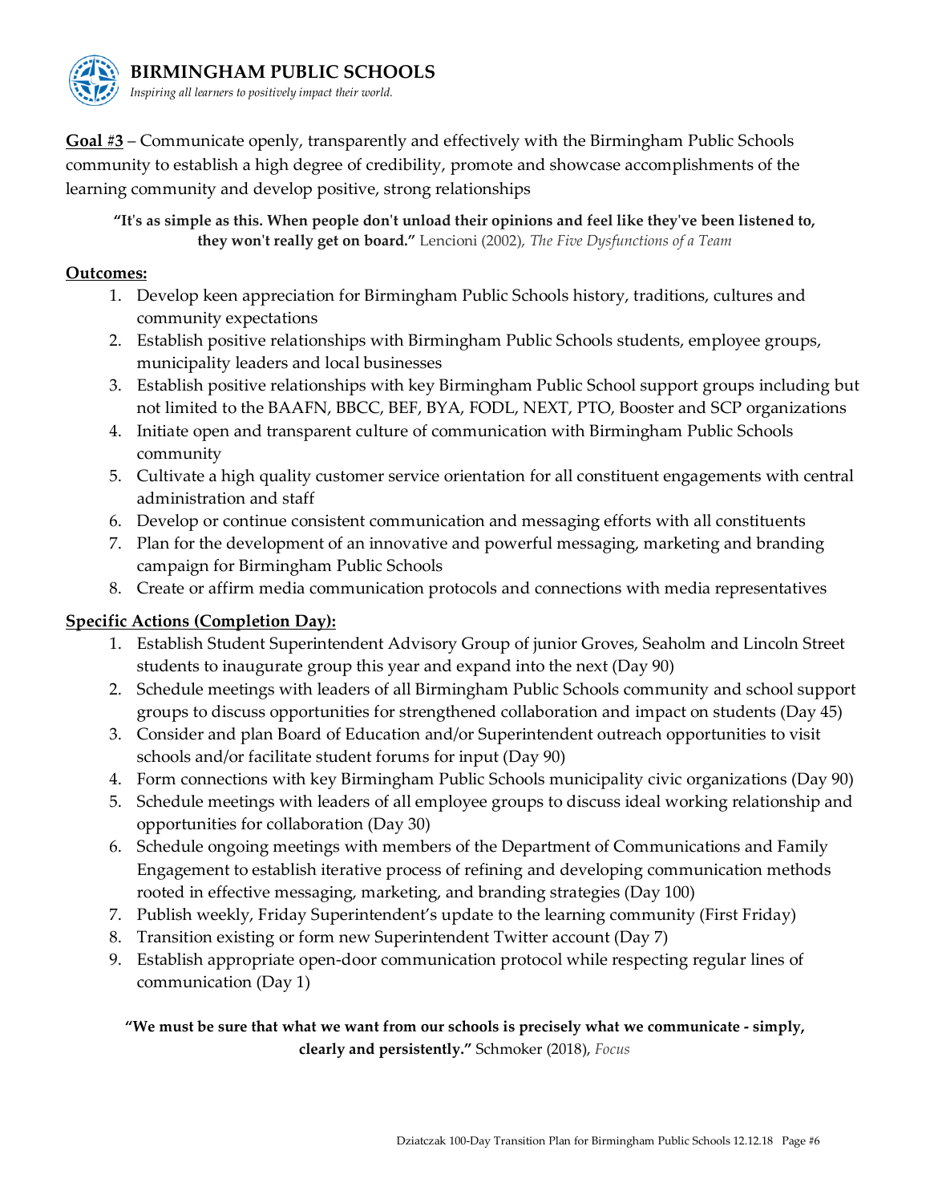**Goal #3** – Communicate openly, transparently and effectively with the Birmingham Public Schools community to establish a high degree of credibility, promote and showcase accomplishments of the learning community and develop positive, strong relationships

**"It's as simple as this. When people don't unload their opinions and feel like they've been listened to, they won't really get on board."** Lencioni (2002), *The Five Dysfunctions of a Team*

**Outcomes:**

1. Develop keen appreciation for Birmingham Public Schools history, traditions, cultures and community expectations
2. Establish positive relationships with Birmingham Public Schools students, employee groups, municipality leaders and local businesses
3. Establish positive relationships with key Birmingham Public School support groups including but not limited to the BAAFN, BBCC, BEF, BYA, FODL, NEXT, PTO, Booster and SCP organizations
4. Initiate open and transparent culture of communication with Birmingham Public Schools community
5. Cultivate a high quality customer service orientation for all constituent engagements with central administration and staff
6. Develop or continue consistent communication and messaging efforts with all constituents
7. Plan for the development of an innovative and powerful messaging, marketing and branding campaign for Birmingham Public Schools
8. Create or affirm media communication protocols and connections with media representatives

**Specific Actions (Completion Day):**

1. Establish Student Superintendent Advisory Group of junior Groves, Seaholm and Lincoln Street students to inaugurate group this year and expand into the next (Day 90)
2. Schedule meetings with leaders of all Birmingham Public Schools community and school support groups to discuss opportunities for strengthened collaboration and impact on students (Day 45)
3. Consider and plan Board of Education and/or Superintendent outreach opportunities to visit schools and/or facilitate student forums for input (Day 90)
4. Form connections with key Birmingham Public Schools municipality civic organizations (Day 90)
5. Schedule meetings with leaders of all employee groups to discuss ideal working relationship and opportunities for collaboration (Day 30)
6. Schedule ongoing meetings with members of the Department of Communications and Family Engagement to establish iterative process of refining and developing communication methods rooted in effective messaging, marketing, and branding strategies (Day 100)
7. Publish weekly, Friday Superintendent's update to the learning community (First Friday)
8. Transition existing or form new Superintendent Twitter account (Day 7)
9. Establish appropriate open-door communication protocol while respecting regular lines of communication (Day 1)

**"We must be sure that what we want from our schools is precisely what we communicate - simply, clearly and persistently."** Schmoker (2018), *Focus*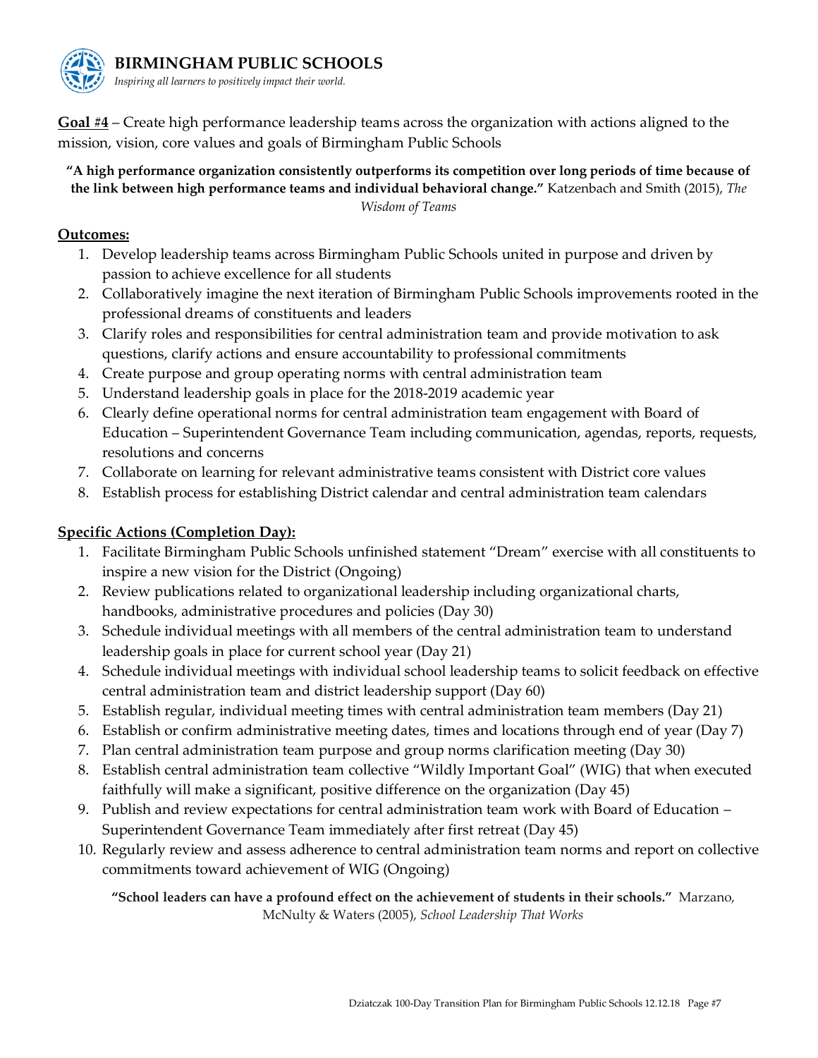**Goal #4** – Create high performance leadership teams across the organization with actions aligned to the mission, vision, core values and goals of Birmingham Public Schools

**"A high performance organization consistently outperforms its competition over long periods of time because of the link between high performance teams and individual behavioral change."** Katzenbach and Smith (2015), *The Wisdom of Teams*

**Outcomes:**

1. Develop leadership teams across Birmingham Public Schools united in purpose and driven by passion to achieve excellence for all students
2. Collaboratively imagine the next iteration of Birmingham Public Schools improvements rooted in the professional dreams of constituents and leaders
3. Clarify roles and responsibilities for central administration team and provide motivation to ask questions, clarify actions and ensure accountability to professional commitments
4. Create purpose and group operating norms with central administration team
5. Understand leadership goals in place for the 2018-2019 academic year
6. Clearly define operational norms for central administration team engagement with Board of Education – Superintendent Governance Team including communication, agendas, reports, requests, resolutions and concerns
7. Collaborate on learning for relevant administrative teams consistent with District core values
8. Establish process for establishing District calendar and central administration team calendars

**Specific Actions (Completion Day):**

1. Facilitate Birmingham Public Schools unfinished statement "Dream" exercise with all constituents to inspire a new vision for the District (Ongoing)
2. Review publications related to organizational leadership including organizational charts, handbooks, administrative procedures and policies (Day 30)
3. Schedule individual meetings with all members of the central administration team to understand leadership goals in place for current school year (Day 21)
4. Schedule individual meetings with individual school leadership teams to solicit feedback on effective central administration team and district leadership support (Day 60)
5. Establish regular, individual meeting times with central administration team members (Day 21)
6. Establish or confirm administrative meeting dates, times and locations through end of year (Day 7)
7. Plan central administration team purpose and group norms clarification meeting (Day 30)
8. Establish central administration team collective "Wildly Important Goal" (WIG) that when executed faithfully will make a significant, positive difference on the organization (Day 45)
9. Publish and review expectations for central administration team work with Board of Education – Superintendent Governance Team immediately after first retreat (Day 45)
10. Regularly review and assess adherence to central administration team norms and report on collective commitments toward achievement of WIG (Ongoing)

**"School leaders can have a profound effect on the achievement of students in their schools."** Marzano, McNulty & Waters (2005), *School Leadership That Works*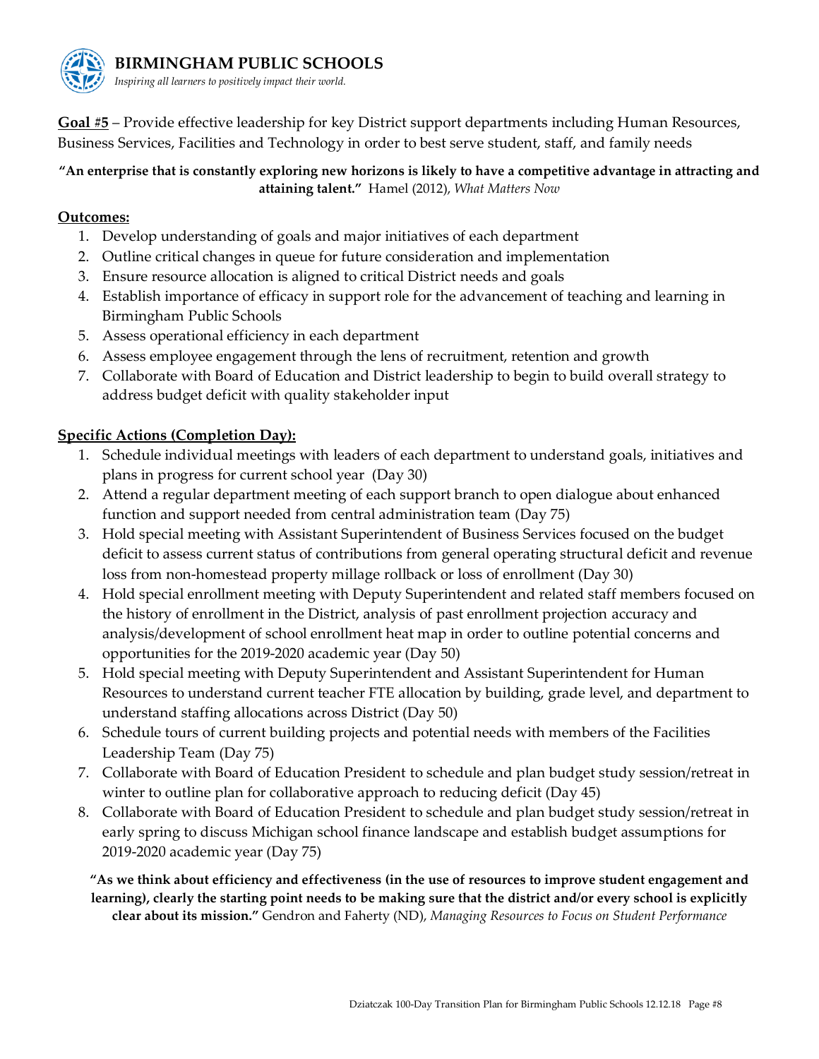**Goal #5** – Provide effective leadership for key District support departments including Human Resources, Business Services, Facilities and Technology in order to best serve student, staff, and family needs

**"An enterprise that is constantly exploring new horizons is likely to have a competitive advantage in attracting and attaining talent."** Hamel (2012), *What Matters Now*

**Outcomes:**

1. Develop understanding of goals and major initiatives of each department
2. Outline critical changes in queue for future consideration and implementation
3. Ensure resource allocation is aligned to critical District needs and goals
4. Establish importance of efficacy in support role for the advancement of teaching and learning in Birmingham Public Schools
5. Assess operational efficiency in each department
6. Assess employee engagement through the lens of recruitment, retention and growth
7. Collaborate with Board of Education and District leadership to begin to build overall strategy to address budget deficit with quality stakeholder input

**Specific Actions (Completion Day):**

1. Schedule individual meetings with leaders of each department to understand goals, initiatives and plans in progress for current school year (Day 30)
2. Attend a regular department meeting of each support branch to open dialogue about enhanced function and support needed from central administration team (Day 75)
3. Hold special meeting with Assistant Superintendent of Business Services focused on the budget deficit to assess current status of contributions from general operating structural deficit and revenue loss from non-homestead property millage rollback or loss of enrollment (Day 30)
4. Hold special enrollment meeting with Deputy Superintendent and related staff members focused on the history of enrollment in the District, analysis of past enrollment projection accuracy and analysis/development of school enrollment heat map in order to outline potential concerns and opportunities for the 2019-2020 academic year (Day 50)
5. Hold special meeting with Deputy Superintendent and Assistant Superintendent for Human Resources to understand current teacher FTE allocation by building, grade level, and department to understand staffing allocations across District (Day 50)
6. Schedule tours of current building projects and potential needs with members of the Facilities Leadership Team (Day 75)
7. Collaborate with Board of Education President to schedule and plan budget study session/retreat in winter to outline plan for collaborative approach to reducing deficit (Day 45)
8. Collaborate with Board of Education President to schedule and plan budget study session/retreat in early spring to discuss Michigan school finance landscape and establish budget assumptions for 2019-2020 academic year (Day 75)

**"As we think about efficiency and effectiveness (in the use of resources to improve student engagement and learning), clearly the starting point needs to be making sure that the district and/or every school is explicitly clear about its mission."** Gendron and Faherty (ND), *Managing Resources to Focus on Student Performance*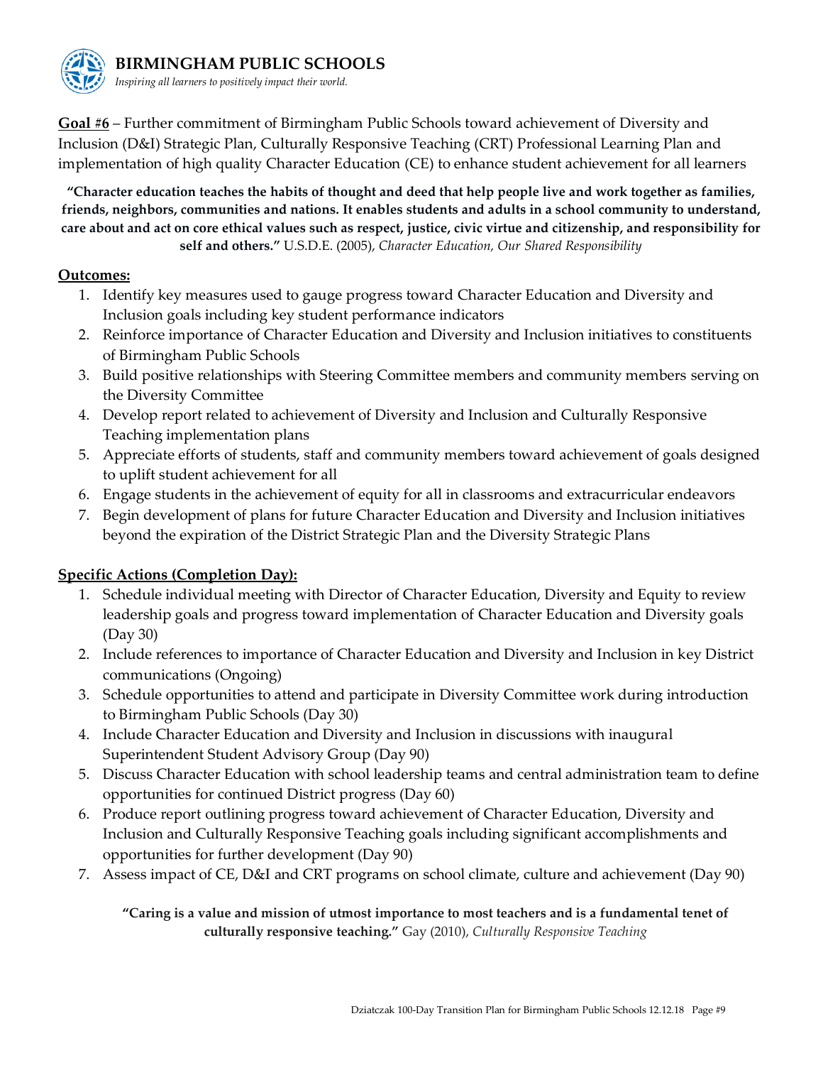**Goal #6** – Further commitment of Birmingham Public Schools toward achievement of Diversity and Inclusion (D&I) Strategic Plan, Culturally Responsive Teaching (CRT) Professional Learning Plan and implementation of high quality Character Education (CE) to enhance student achievement for all learners

**"Character education teaches the habits of thought and deed that help people live and work together as families, friends, neighbors, communities and nations. It enables students and adults in a school community to understand, care about and act on core ethical values such as respect, justice, civic virtue and citizenship, and responsibility for self and others."** U.S.D.E. (2005), *Character Education, Our Shared Responsibility*

**Outcomes:**

1. Identify key measures used to gauge progress toward Character Education and Diversity and Inclusion goals including key student performance indicators
2. Reinforce importance of Character Education and Diversity and Inclusion initiatives to constituents of Birmingham Public Schools
3. Build positive relationships with Steering Committee members and community members serving on the Diversity Committee
4. Develop report related to achievement of Diversity and Inclusion and Culturally Responsive Teaching implementation plans
5. Appreciate efforts of students, staff and community members toward achievement of goals designed to uplift student achievement for all
6. Engage students in the achievement of equity for all in classrooms and extracurricular endeavors
7. Begin development of plans for future Character Education and Diversity and Inclusion initiatives beyond the expiration of the District Strategic Plan and the Diversity Strategic Plans

**Specific Actions (Completion Day):**

1. Schedule individual meeting with Director of Character Education, Diversity and Equity to review leadership goals and progress toward implementation of Character Education and Diversity goals (Day 30)
2. Include references to importance of Character Education and Diversity and Inclusion in key District communications (Ongoing)
3. Schedule opportunities to attend and participate in Diversity Committee work during introduction to Birmingham Public Schools (Day 30)
4. Include Character Education and Diversity and Inclusion in discussions with inaugural Superintendent Student Advisory Group (Day 90)
5. Discuss Character Education with school leadership teams and central administration team to define opportunities for continued District progress (Day 60)
6. Produce report outlining progress toward achievement of Character Education, Diversity and Inclusion and Culturally Responsive Teaching goals including significant accomplishments and opportunities for further development (Day 90)
7. Assess impact of CE, D&I and CRT programs on school climate, culture and achievement (Day 90)

**"Caring is a value and mission of utmost importance to most teachers and is a fundamental tenet of culturally responsive teaching."** Gay (2010), *Culturally Responsive Teaching*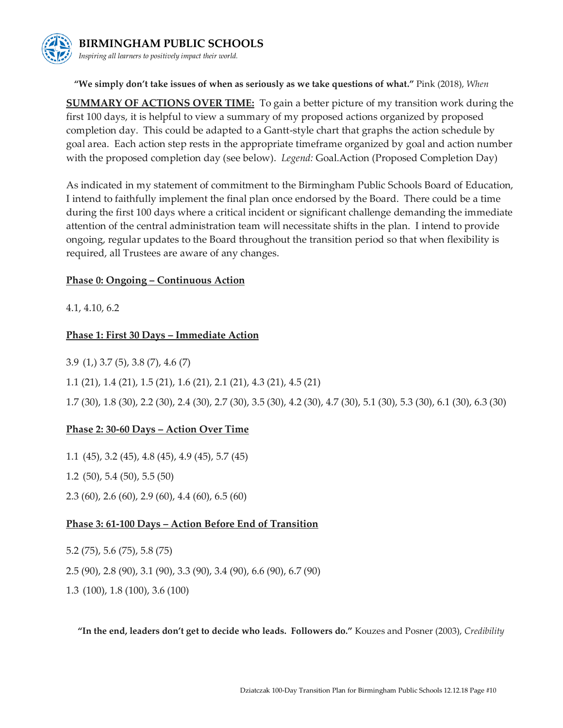**BIRMINGHAM PUBLIC SCHOOLS**
*Inspiring all learners to positively impact their world.*

**"We simply don't take issues of when as seriously as we take questions of what."** Pink (2018), *When*

**SUMMARY OF ACTIONS OVER TIME:** To gain a better picture of my transition work during the first 100 days, it is helpful to view a summary of my proposed actions organized by proposed completion day. This could be adapted to a Gantt-style chart that graphs the action schedule by goal area. Each action step rests in the appropriate timeframe organized by goal and action number with the proposed completion day (see below). *Legend:* Goal.Action (Proposed Completion Day)

As indicated in my statement of commitment to the Birmingham Public Schools Board of Education, I intend to faithfully implement the final plan once endorsed by the Board. There could be a time during the first 100 days where a critical incident or significant challenge demanding the immediate attention of the central administration team will necessitate shifts in the plan. I intend to provide ongoing, regular updates to the Board throughout the transition period so that when flexibility is required, all Trustees are aware of any changes.

**Phase 0: Ongoing – Continuous Action**

4.1, 4.10, 6.2

**Phase 1: First 30 Days – Immediate Action**

3.9 (1,) 3.7 (5), 3.8 (7), 4.6 (7)

1.1 (21), 1.4 (21), 1.5 (21), 1.6 (21), 2.1 (21), 4.3 (21), 4.5 (21)

1.7 (30), 1.8 (30), 2.2 (30), 2.4 (30), 2.7 (30), 3.5 (30), 4.2 (30), 4.7 (30), 5.1 (30), 5.3 (30), 6.1 (30), 6.3 (30)

**Phase 2: 30-60 Days – Action Over Time**

1.1 (45), 3.2 (45), 4.8 (45), 4.9 (45), 5.7 (45)

1.2 (50), 5.4 (50), 5.5 (50)

2.3 (60), 2.6 (60), 2.9 (60), 4.4 (60), 6.5 (60)

**Phase 3: 61-100 Days – Action Before End of Transition**

5.2 (75), 5.6 (75), 5.8 (75)

2.5 (90), 2.8 (90), 3.1 (90), 3.3 (90), 3.4 (90), 6.6 (90), 6.7 (90)

1.3 (100), 1.8 (100), 3.6 (100)

**"In the end, leaders don't get to decide who leads. Followers do."** Kouzes and Posner (2003), *Credibility*